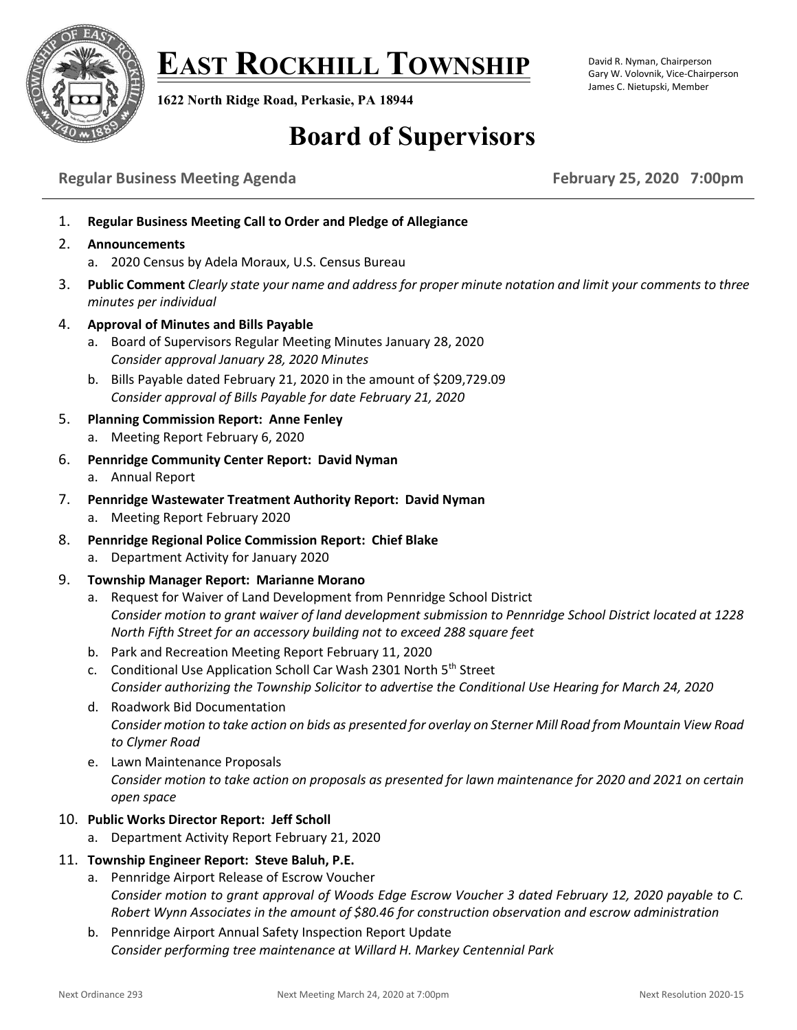# EAST ROCKHILL TOWNSHIP

**1622 North Ridge Road, Perkasie, PA 18944**

David R. Nyman, Chairperson
Gary W. Volovnik, Vice-Chairperson
James C. Nietupski, Member

# Board of Supervisors

**Regular Business Meeting Agenda** **February 25, 2020 7:00pm**

1. **Regular Business Meeting Call to Order and Pledge of Allegiance**
2. **Announcements**
   a. 2020 Census by Adela Moraux, U.S. Census Bureau
3. **Public Comment** *Clearly state your name and address for proper minute notation and limit your comments to three minutes per individual*
4. **Approval of Minutes and Bills Payable**
   a. Board of Supervisors Regular Meeting Minutes January 28, 2020
      *Consider approval January 28, 2020 Minutes*
   b. Bills Payable dated February 21, 2020 in the amount of $209,729.09
      *Consider approval of Bills Payable for date February 21, 2020*
5. **Planning Commission Report: Anne Fenley**
   a. Meeting Report February 6, 2020
6. **Pennridge Community Center Report: David Nyman**
   a. Annual Report
7. **Pennridge Wastewater Treatment Authority Report: David Nyman**
   a. Meeting Report February 2020
8. **Pennridge Regional Police Commission Report: Chief Blake**
   a. Department Activity for January 2020
9. **Township Manager Report: Marianne Morano**
   a. Request for Waiver of Land Development from Pennridge School District
      *Consider motion to grant waiver of land development submission to Pennridge School District located at 1228 North Fifth Street for an accessory building not to exceed 288 square feet*
   b. Park and Recreation Meeting Report February 11, 2020
   c. Conditional Use Application Scholl Car Wash 2301 North 5th Street
      *Consider authorizing the Township Solicitor to advertise the Conditional Use Hearing for March 24, 2020*
   d. Roadwork Bid Documentation
      *Consider motion to take action on bids as presented for overlay on Sterner Mill Road from Mountain View Road to Clymer Road*
   e. Lawn Maintenance Proposals
      *Consider motion to take action on proposals as presented for lawn maintenance for 2020 and 2021 on certain open space*
10. **Public Works Director Report: Jeff Scholl**
    a. Department Activity Report February 21, 2020
11. **Township Engineer Report: Steve Baluh, P.E.**
    a. Pennridge Airport Release of Escrow Voucher
       *Consider motion to grant approval of Woods Edge Escrow Voucher 3 dated February 12, 2020 payable to C. Robert Wynn Associates in the amount of $80.46 for construction observation and escrow administration*
    b. Pennridge Airport Annual Safety Inspection Report Update
       *Consider performing tree maintenance at Willard H. Markey Centennial Park*

Next Ordinance 293 | Next Meeting March 24, 2020 at 7:00pm | Next Resolution 2020-15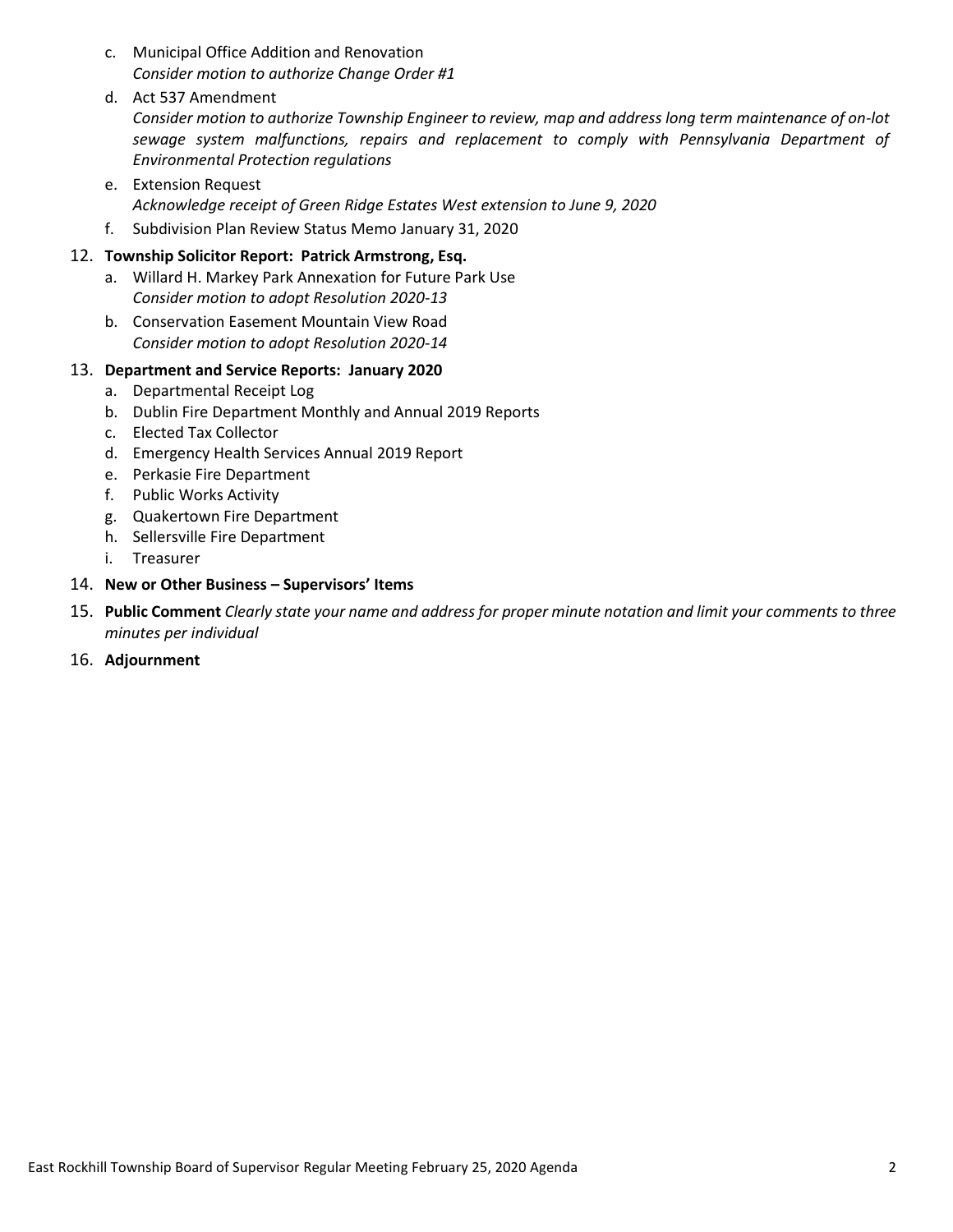c. Municipal Office Addition and Renovation
   *Consider motion to authorize Change Order #1*
d. Act 537 Amendment
   *Consider motion to authorize Township Engineer to review, map and address long term maintenance of on-lot sewage system malfunctions, repairs and replacement to comply with Pennsylvania Department of Environmental Protection regulations*
e. Extension Request
   *Acknowledge receipt of Green Ridge Estates West extension to June 9, 2020*
f. Subdivision Plan Review Status Memo January 31, 2020

12. **Township Solicitor Report: Patrick Armstrong, Esq.**
    a. Willard H. Markey Park Annexation for Future Park Use
       *Consider motion to adopt Resolution 2020-13*
    b. Conservation Easement Mountain View Road
       *Consider motion to adopt Resolution 2020-14*

13. **Department and Service Reports: January 2020**
    a. Departmental Receipt Log
    b. Dublin Fire Department Monthly and Annual 2019 Reports
    c. Elected Tax Collector
    d. Emergency Health Services Annual 2019 Report
    e. Perkasie Fire Department
    f. Public Works Activity
    g. Quakertown Fire Department
    h. Sellersville Fire Department
    i. Treasurer

14. **New or Other Business – Supervisors' Items**

15. **Public Comment** *Clearly state your name and address for proper minute notation and limit your comments to three minutes per individual*

16. **Adjournment**